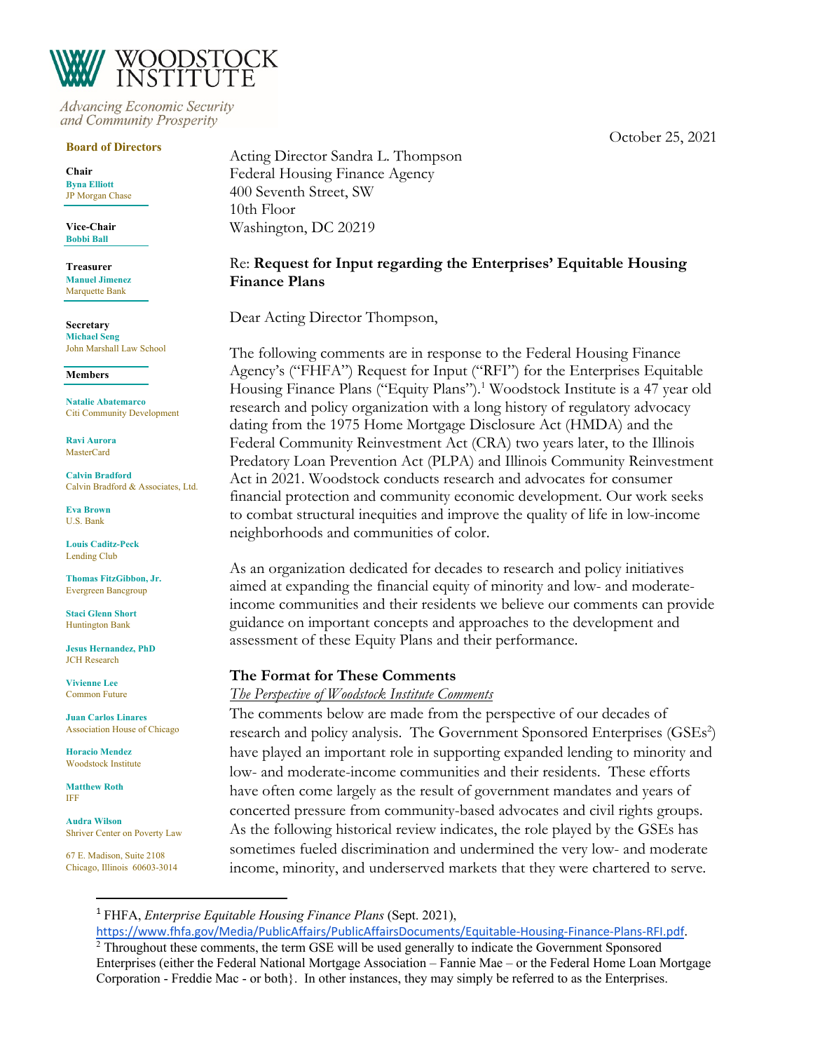# WOODSTOCK INSTITUTE

*Advancing Economic Security and Community Prosperity*

**Board of Directors**

**Chair**
Byna Elliott
JP Morgan Chase

**Vice-Chair**
Bobbi Ball

**Treasurer**
Manuel Jimenez
Marquette Bank

**Secretary**
Michael Seng
John Marshall Law School

**Members**

Natalie Abatemarco
Citi Community Development

Ravi Aurora
MasterCard

Calvin Bradford
Calvin Bradford & Associates, Ltd.

Eva Brown
U.S. Bank

Louis Caditz-Peck
Lending Club

Thomas FitzGibbon, Jr.
Evergreen Bancgroup

Staci Glenn Short
Huntington Bank

Jesus Hernandez, PhD
JCH Research

Vivienne Lee
Common Future

Juan Carlos Linares
Association House of Chicago

Horacio Mendez
Woodstock Institute

Matthew Roth
IFF

Audra Wilson
Shriver Center on Poverty Law

67 E. Madison, Suite 2108
Chicago, Illinois 60603-3014

October 25, 2021

Acting Director Sandra L. Thompson
Federal Housing Finance Agency
400 Seventh Street, SW
10th Floor
Washington, DC 20219

Re: **Request for Input regarding the Enterprises' Equitable Housing Finance Plans**

Dear Acting Director Thompson,

The following comments are in response to the Federal Housing Finance Agency's ("FHFA") Request for Input ("RFI") for the Enterprises Equitable Housing Finance Plans ("Equity Plans").[1] Woodstock Institute is a 47 year old research and policy organization with a long history of regulatory advocacy dating from the 1975 Home Mortgage Disclosure Act (HMDA) and the Federal Community Reinvestment Act (CRA) two years later, to the Illinois Predatory Loan Prevention Act (PLPA) and Illinois Community Reinvestment Act in 2021. Woodstock conducts research and advocates for consumer financial protection and community economic development. Our work seeks to combat structural inequities and improve the quality of life in low-income neighborhoods and communities of color.

As an organization dedicated for decades to research and policy initiatives aimed at expanding the financial equity of minority and low- and moderate-income communities and their residents we believe our comments can provide guidance on important concepts and approaches to the development and assessment of these Equity Plans and their performance.

## The Format for These Comments

*The Perspective of Woodstock Institute Comments*

The comments below are made from the perspective of our decades of research and policy analysis. The Government Sponsored Enterprises (GSEs[2]) have played an important role in supporting expanded lending to minority and low- and moderate-income communities and their residents. These efforts have often come largely as the result of government mandates and years of concerted pressure from community-based advocates and civil rights groups. As the following historical review indicates, the role played by the GSEs has sometimes fueled discrimination and undermined the very low- and moderate income, minority, and underserved markets that they were chartered to serve.

---

[1] FHFA, *Enterprise Equitable Housing Finance Plans* (Sept. 2021), https://www.fhfa.gov/Media/PublicAffairs/PublicAffairsDocuments/Equitable-Housing-Finance-Plans-RFI.pdf.

[2] Throughout these comments, the term GSE will be used generally to indicate the Government Sponsored Enterprises (either the Federal National Mortgage Association – Fannie Mae – or the Federal Home Loan Mortgage Corporation - Freddie Mac - or both}. In other instances, they may simply be referred to as the Enterprises.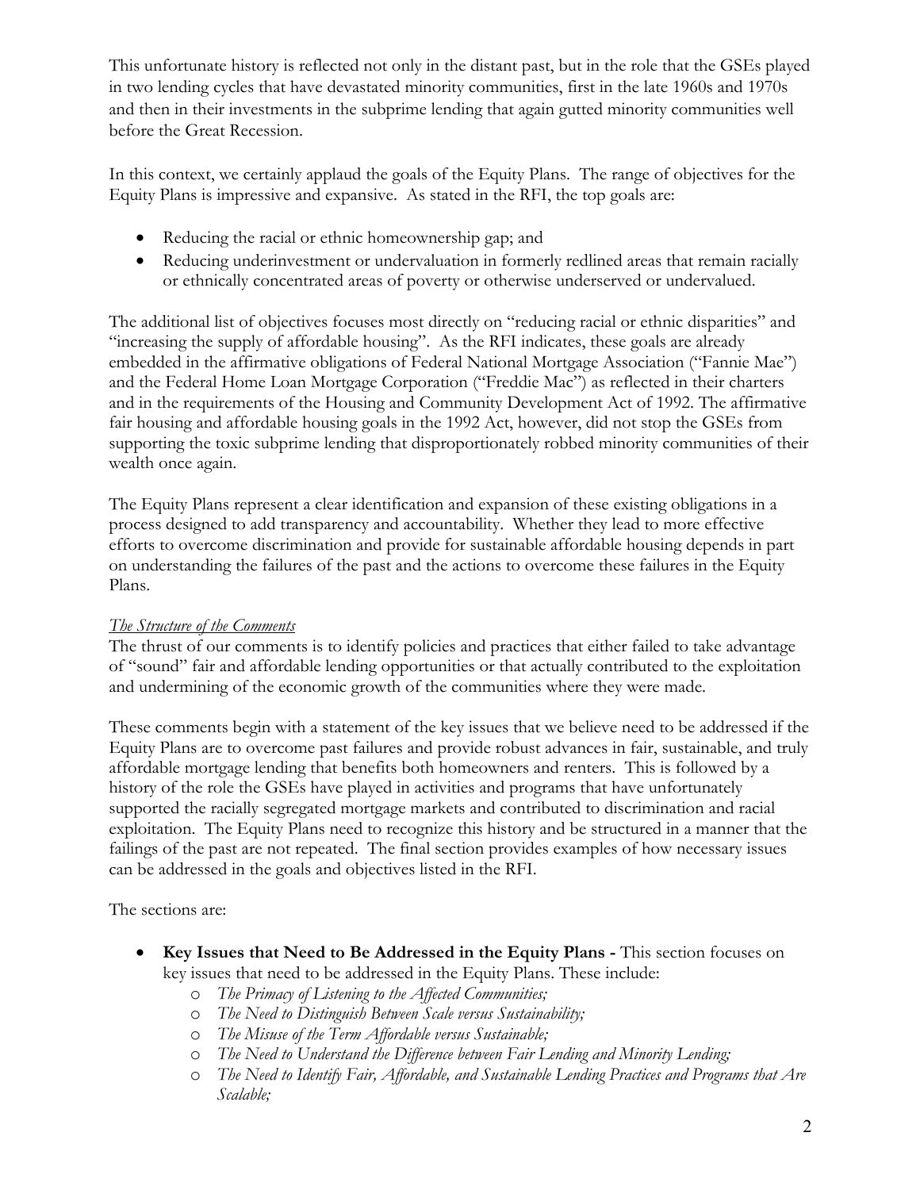This unfortunate history is reflected not only in the distant past, but in the role that the GSEs played in two lending cycles that have devastated minority communities, first in the late 1960s and 1970s and then in their investments in the subprime lending that again gutted minority communities well before the Great Recession.

In this context, we certainly applaud the goals of the Equity Plans. The range of objectives for the Equity Plans is impressive and expansive. As stated in the RFI, the top goals are:

- Reducing the racial or ethnic homeownership gap; and
- Reducing underinvestment or undervaluation in formerly redlined areas that remain racially or ethnically concentrated areas of poverty or otherwise underserved or undervalued.

The additional list of objectives focuses most directly on "reducing racial or ethnic disparities" and "increasing the supply of affordable housing". As the RFI indicates, these goals are already embedded in the affirmative obligations of Federal National Mortgage Association ("Fannie Mae") and the Federal Home Loan Mortgage Corporation ("Freddie Mac") as reflected in their charters and in the requirements of the Housing and Community Development Act of 1992. The affirmative fair housing and affordable housing goals in the 1992 Act, however, did not stop the GSEs from supporting the toxic subprime lending that disproportionately robbed minority communities of their wealth once again.

The Equity Plans represent a clear identification and expansion of these existing obligations in a process designed to add transparency and accountability. Whether they lead to more effective efforts to overcome discrimination and provide for sustainable affordable housing depends in part on understanding the failures of the past and the actions to overcome these failures in the Equity Plans.

*The Structure of the Comments*

The thrust of our comments is to identify policies and practices that either failed to take advantage of "sound" fair and affordable lending opportunities or that actually contributed to the exploitation and undermining of the economic growth of the communities where they were made.

These comments begin with a statement of the key issues that we believe need to be addressed if the Equity Plans are to overcome past failures and provide robust advances in fair, sustainable, and truly affordable mortgage lending that benefits both homeowners and renters. This is followed by a history of the role the GSEs have played in activities and programs that have unfortunately supported the racially segregated mortgage markets and contributed to discrimination and racial exploitation. The Equity Plans need to recognize this history and be structured in a manner that the failings of the past are not repeated. The final section provides examples of how necessary issues can be addressed in the goals and objectives listed in the RFI.

The sections are:

- **Key Issues that Need to Be Addressed in the Equity Plans -** This section focuses on key issues that need to be addressed in the Equity Plans. These include:
    - *The Primacy of Listening to the Affected Communities;*
    - *The Need to Distinguish Between Scale versus Sustainability;*
    - *The Misuse of the Term Affordable versus Sustainable;*
    - *The Need to Understand the Difference between Fair Lending and Minority Lending;*
    - *The Need to Identify Fair, Affordable, and Sustainable Lending Practices and Programs that Are Scalable;*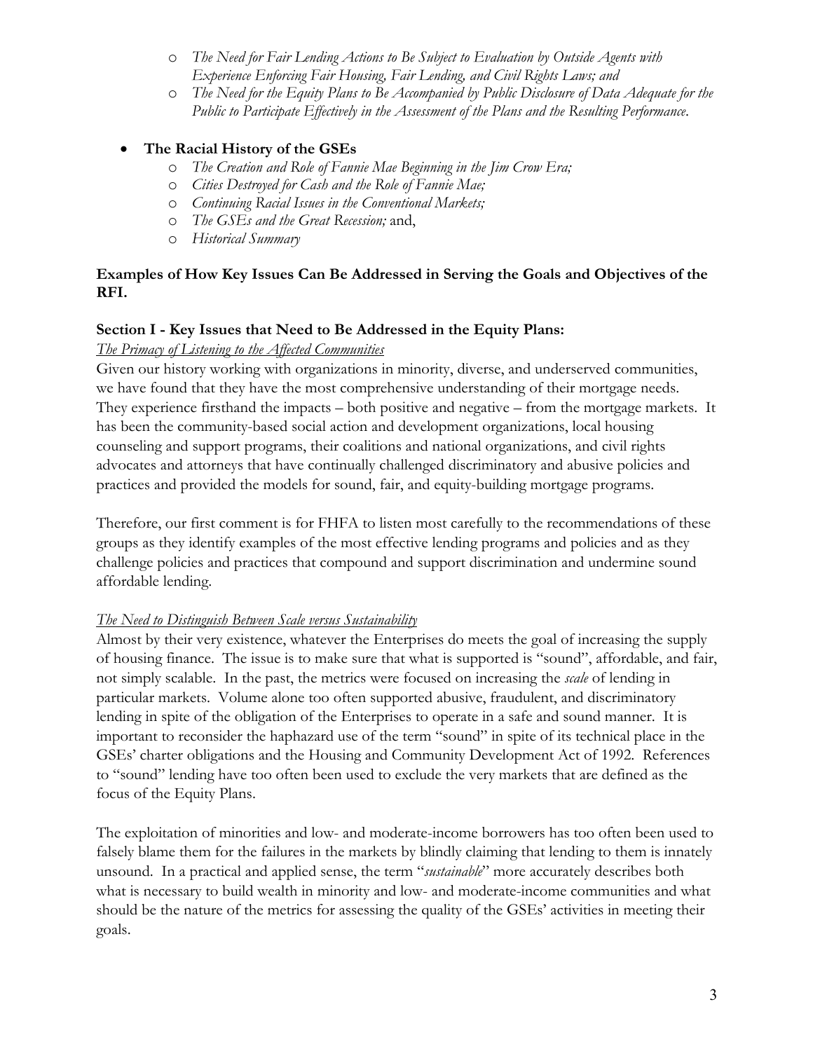- *The Need for Fair Lending Actions to Be Subject to Evaluation by Outside Agents with Experience Enforcing Fair Housing, Fair Lending, and Civil Rights Laws; and*
  - *The Need for the Equity Plans to Be Accompanied by Public Disclosure of Data Adequate for the Public to Participate Effectively in the Assessment of the Plans and the Resulting Performance.*

- **The Racial History of the GSEs**
  - *The Creation and Role of Fannie Mae Beginning in the Jim Crow Era;*
  - *Cities Destroyed for Cash and the Role of Fannie Mae;*
  - *Continuing Racial Issues in the Conventional Markets;*
  - *The GSEs and the Great Recession;* and,
  - *Historical Summary*

**Examples of How Key Issues Can Be Addressed in Serving the Goals and Objectives of the RFI.**

**Section I - Key Issues that Need to Be Addressed in the Equity Plans:**

<u>*The Primacy of Listening to the Affected Communities*</u>

Given our history working with organizations in minority, diverse, and underserved communities, we have found that they have the most comprehensive understanding of their mortgage needs. They experience firsthand the impacts – both positive and negative – from the mortgage markets. It has been the community-based social action and development organizations, local housing counseling and support programs, their coalitions and national organizations, and civil rights advocates and attorneys that have continually challenged discriminatory and abusive policies and practices and provided the models for sound, fair, and equity-building mortgage programs.

Therefore, our first comment is for FHFA to listen most carefully to the recommendations of these groups as they identify examples of the most effective lending programs and policies and as they challenge policies and practices that compound and support discrimination and undermine sound affordable lending.

<u>*The Need to Distinguish Between Scale versus Sustainability*</u>

Almost by their very existence, whatever the Enterprises do meets the goal of increasing the supply of housing finance. The issue is to make sure that what is supported is "sound", affordable, and fair, not simply scalable. In the past, the metrics were focused on increasing the *scale* of lending in particular markets. Volume alone too often supported abusive, fraudulent, and discriminatory lending in spite of the obligation of the Enterprises to operate in a safe and sound manner. It is important to reconsider the haphazard use of the term "sound" in spite of its technical place in the GSEs' charter obligations and the Housing and Community Development Act of 1992. References to "sound" lending have too often been used to exclude the very markets that are defined as the focus of the Equity Plans.

The exploitation of minorities and low- and moderate-income borrowers has too often been used to falsely blame them for the failures in the markets by blindly claiming that lending to them is innately unsound. In a practical and applied sense, the term "*sustainable*" more accurately describes both what is necessary to build wealth in minority and low- and moderate-income communities and what should be the nature of the metrics for assessing the quality of the GSEs' activities in meeting their goals.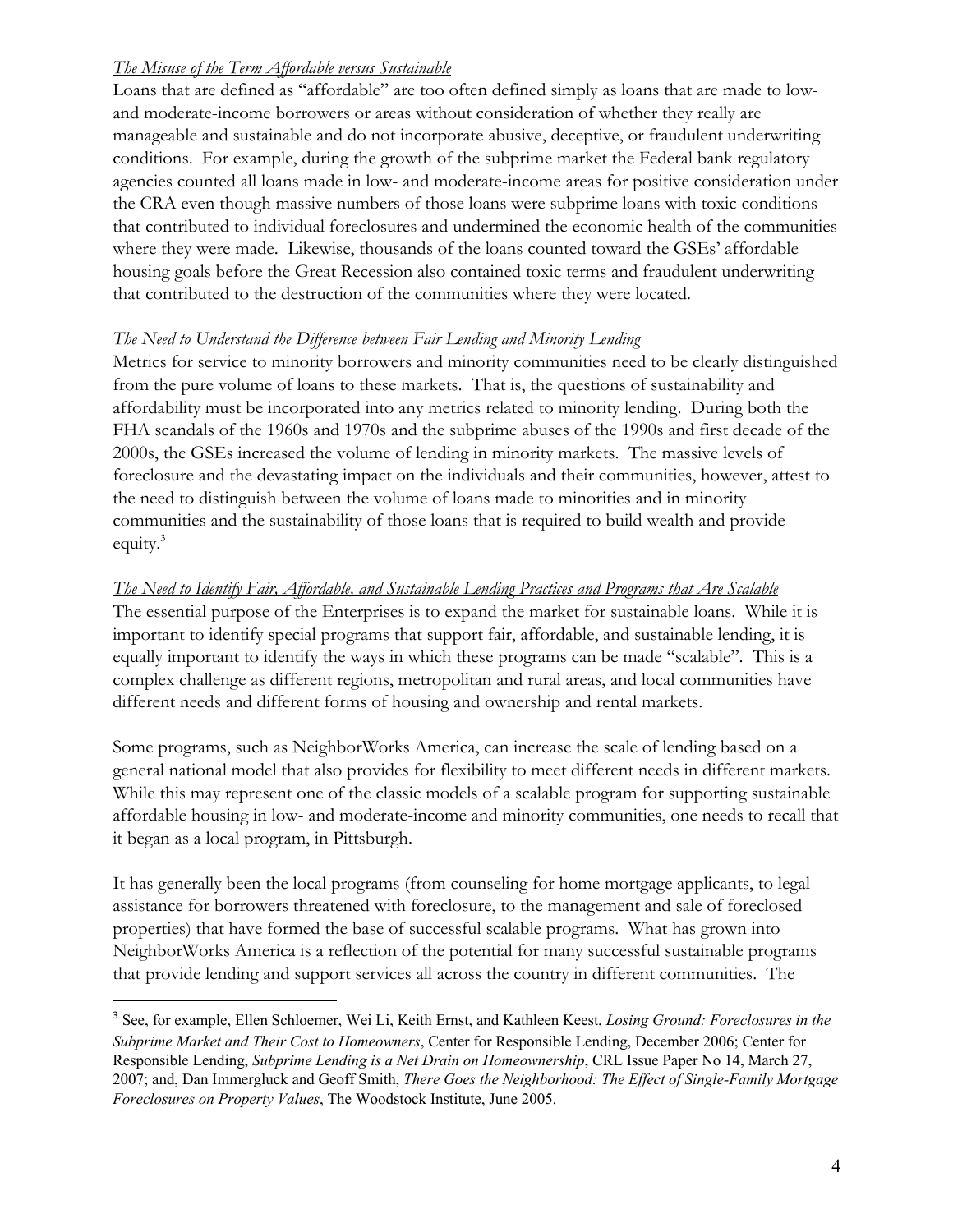*The Misuse of the Term Affordable versus Sustainable*

Loans that are defined as "affordable" are too often defined simply as loans that are made to low- and moderate-income borrowers or areas without consideration of whether they really are manageable and sustainable and do not incorporate abusive, deceptive, or fraudulent underwriting conditions. For example, during the growth of the subprime market the Federal bank regulatory agencies counted all loans made in low- and moderate-income areas for positive consideration under the CRA even though massive numbers of those loans were subprime loans with toxic conditions that contributed to individual foreclosures and undermined the economic health of the communities where they were made. Likewise, thousands of the loans counted toward the GSEs' affordable housing goals before the Great Recession also contained toxic terms and fraudulent underwriting that contributed to the destruction of the communities where they were located.

*The Need to Understand the Difference between Fair Lending and Minority Lending*

Metrics for service to minority borrowers and minority communities need to be clearly distinguished from the pure volume of loans to these markets. That is, the questions of sustainability and affordability must be incorporated into any metrics related to minority lending. During both the FHA scandals of the 1960s and 1970s and the subprime abuses of the 1990s and first decade of the 2000s, the GSEs increased the volume of lending in minority markets. The massive levels of foreclosure and the devastating impact on the individuals and their communities, however, attest to the need to distinguish between the volume of loans made to minorities and in minority communities and the sustainability of those loans that is required to build wealth and provide equity.[3]

*The Need to Identify Fair, Affordable, and Sustainable Lending Practices and Programs that Are Scalable*

The essential purpose of the Enterprises is to expand the market for sustainable loans. While it is important to identify special programs that support fair, affordable, and sustainable lending, it is equally important to identify the ways in which these programs can be made "scalable". This is a complex challenge as different regions, metropolitan and rural areas, and local communities have different needs and different forms of housing and ownership and rental markets.

Some programs, such as NeighborWorks America, can increase the scale of lending based on a general national model that also provides for flexibility to meet different needs in different markets. While this may represent one of the classic models of a scalable program for supporting sustainable affordable housing in low- and moderate-income and minority communities, one needs to recall that it began as a local program, in Pittsburgh.

It has generally been the local programs (from counseling for home mortgage applicants, to legal assistance for borrowers threatened with foreclosure, to the management and sale of foreclosed properties) that have formed the base of successful scalable programs. What has grown into NeighborWorks America is a reflection of the potential for many successful sustainable programs that provide lending and support services all across the country in different communities. The

---

[3] See, for example, Ellen Schloemer, Wei Li, Keith Ernst, and Kathleen Keest, *Losing Ground: Foreclosures in the Subprime Market and Their Cost to Homeowners*, Center for Responsible Lending, December 2006; Center for Responsible Lending, *Subprime Lending is a Net Drain on Homeownership*, CRL Issue Paper No 14, March 27, 2007; and, Dan Immergluck and Geoff Smith, *There Goes the Neighborhood: The Effect of Single-Family Mortgage Foreclosures on Property Values*, The Woodstock Institute, June 2005.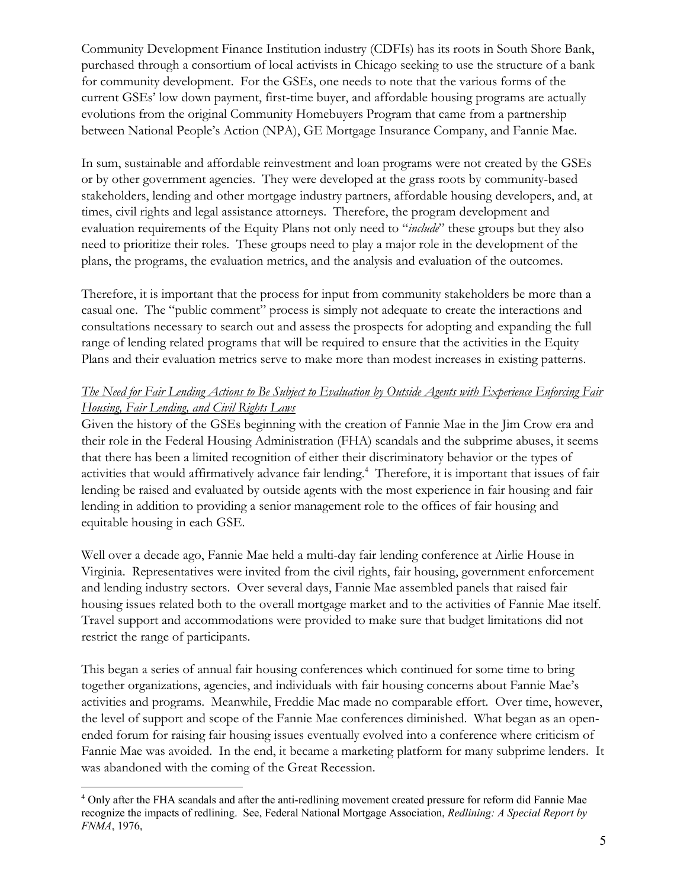Community Development Finance Institution industry (CDFIs) has its roots in South Shore Bank, purchased through a consortium of local activists in Chicago seeking to use the structure of a bank for community development. For the GSEs, one needs to note that the various forms of the current GSEs' low down payment, first-time buyer, and affordable housing programs are actually evolutions from the original Community Homebuyers Program that came from a partnership between National People's Action (NPA), GE Mortgage Insurance Company, and Fannie Mae.

In sum, sustainable and affordable reinvestment and loan programs were not created by the GSEs or by other government agencies. They were developed at the grass roots by community-based stakeholders, lending and other mortgage industry partners, affordable housing developers, and, at times, civil rights and legal assistance attorneys. Therefore, the program development and evaluation requirements of the Equity Plans not only need to "*include*" these groups but they also need to prioritize their roles. These groups need to play a major role in the development of the plans, the programs, the evaluation metrics, and the analysis and evaluation of the outcomes.

Therefore, it is important that the process for input from community stakeholders be more than a casual one. The "public comment" process is simply not adequate to create the interactions and consultations necessary to search out and assess the prospects for adopting and expanding the full range of lending related programs that will be required to ensure that the activities in the Equity Plans and their evaluation metrics serve to make more than modest increases in existing patterns.

*The Need for Fair Lending Actions to Be Subject to Evaluation by Outside Agents with Experience Enforcing Fair Housing, Fair Lending, and Civil Rights Laws*

Given the history of the GSEs beginning with the creation of Fannie Mae in the Jim Crow era and their role in the Federal Housing Administration (FHA) scandals and the subprime abuses, it seems that there has been a limited recognition of either their discriminatory behavior or the types of activities that would affirmatively advance fair lending.[4] Therefore, it is important that issues of fair lending be raised and evaluated by outside agents with the most experience in fair housing and fair lending in addition to providing a senior management role to the offices of fair housing and equitable housing in each GSE.

Well over a decade ago, Fannie Mae held a multi-day fair lending conference at Airlie House in Virginia. Representatives were invited from the civil rights, fair housing, government enforcement and lending industry sectors. Over several days, Fannie Mae assembled panels that raised fair housing issues related both to the overall mortgage market and to the activities of Fannie Mae itself. Travel support and accommodations were provided to make sure that budget limitations did not restrict the range of participants.

This began a series of annual fair housing conferences which continued for some time to bring together organizations, agencies, and individuals with fair housing concerns about Fannie Mae's activities and programs. Meanwhile, Freddie Mac made no comparable effort. Over time, however, the level of support and scope of the Fannie Mae conferences diminished. What began as an open-ended forum for raising fair housing issues eventually evolved into a conference where criticism of Fannie Mae was avoided. In the end, it became a marketing platform for many subprime lenders. It was abandoned with the coming of the Great Recession.

[4] Only after the FHA scandals and after the anti-redlining movement created pressure for reform did Fannie Mae recognize the impacts of redlining. See, Federal National Mortgage Association, *Redlining: A Special Report by FNMA*, 1976,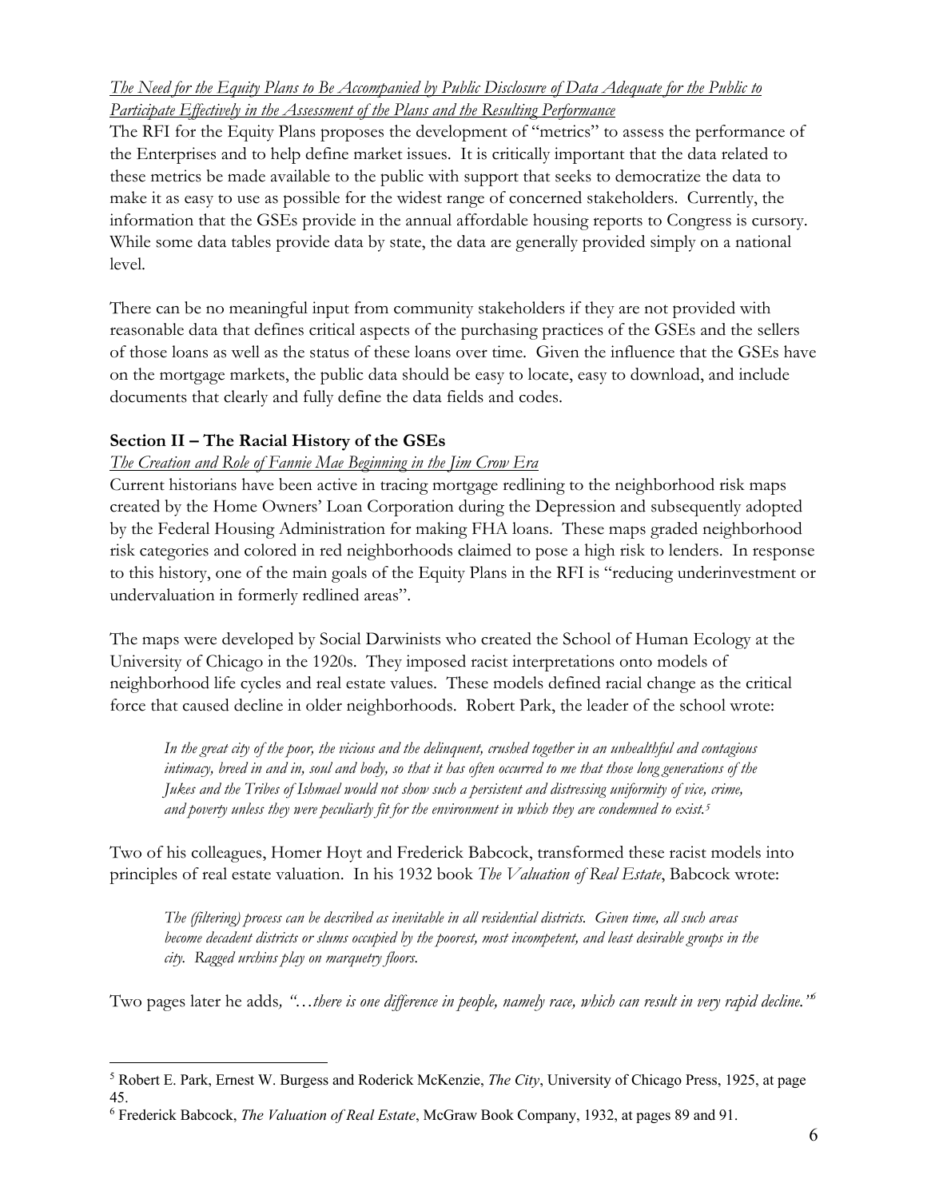*The Need for the Equity Plans to Be Accompanied by Public Disclosure of Data Adequate for the Public to Participate Effectively in the Assessment of the Plans and the Resulting Performance*

The RFI for the Equity Plans proposes the development of "metrics" to assess the performance of the Enterprises and to help define market issues. It is critically important that the data related to these metrics be made available to the public with support that seeks to democratize the data to make it as easy to use as possible for the widest range of concerned stakeholders. Currently, the information that the GSEs provide in the annual affordable housing reports to Congress is cursory. While some data tables provide data by state, the data are generally provided simply on a national level.

There can be no meaningful input from community stakeholders if they are not provided with reasonable data that defines critical aspects of the purchasing practices of the GSEs and the sellers of those loans as well as the status of these loans over time. Given the influence that the GSEs have on the mortgage markets, the public data should be easy to locate, easy to download, and include documents that clearly and fully define the data fields and codes.

## Section II – The Racial History of the GSEs

*The Creation and Role of Fannie Mae Beginning in the Jim Crow Era*

Current historians have been active in tracing mortgage redlining to the neighborhood risk maps created by the Home Owners' Loan Corporation during the Depression and subsequently adopted by the Federal Housing Administration for making FHA loans. These maps graded neighborhood risk categories and colored in red neighborhoods claimed to pose a high risk to lenders. In response to this history, one of the main goals of the Equity Plans in the RFI is "reducing underinvestment or undervaluation in formerly redlined areas".

The maps were developed by Social Darwinists who created the School of Human Ecology at the University of Chicago in the 1920s. They imposed racist interpretations onto models of neighborhood life cycles and real estate values. These models defined racial change as the critical force that caused decline in older neighborhoods. Robert Park, the leader of the school wrote:

> *In the great city of the poor, the vicious and the delinquent, crushed together in an unhealthful and contagious intimacy, breed in and in, soul and body, so that it has often occurred to me that those long generations of the Jukes and the Tribes of Ishmael would not show such a persistent and distressing uniformity of vice, crime, and poverty unless they were peculiarly fit for the environment in which they are condemned to exist.*[5]

Two of his colleagues, Homer Hoyt and Frederick Babcock, transformed these racist models into principles of real estate valuation. In his 1932 book *The Valuation of Real Estate*, Babcock wrote:

> *The (filtering) process can be described as inevitable in all residential districts. Given time, all such areas become decadent districts or slums occupied by the poorest, most incompetent, and least desirable groups in the city. Ragged urchins play on marquetry floors.*

Two pages later he adds, *"…there is one difference in people, namely race, which can result in very rapid decline."*[6]

---

[5] Robert E. Park, Ernest W. Burgess and Roderick McKenzie, *The City*, University of Chicago Press, 1925, at page 45.

[6] Frederick Babcock, *The Valuation of Real Estate*, McGraw Book Company, 1932, at pages 89 and 91.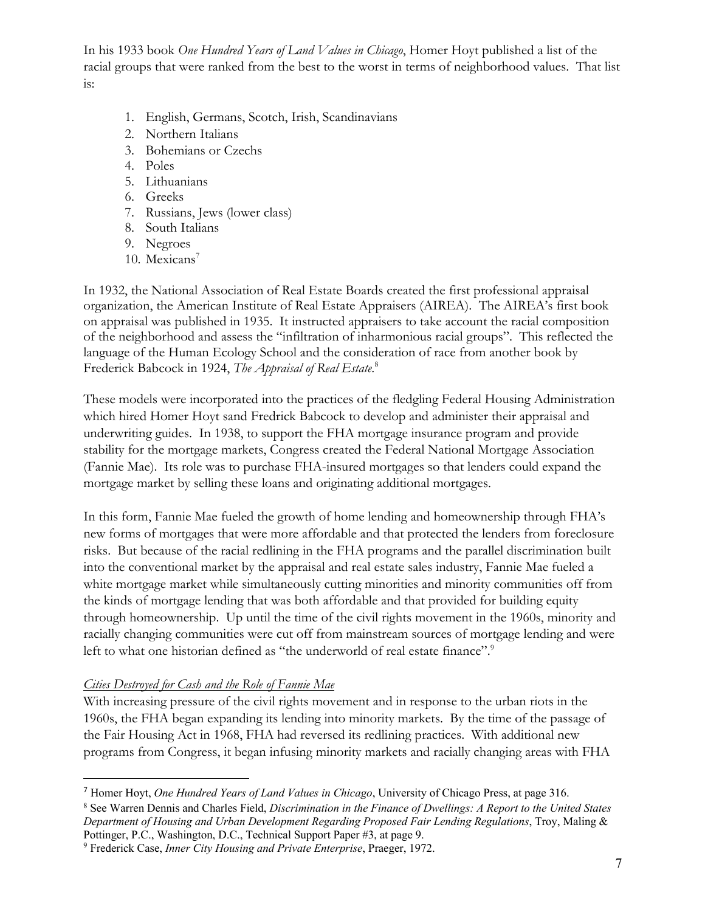In his 1933 book *One Hundred Years of Land Values in Chicago*, Homer Hoyt published a list of the racial groups that were ranked from the best to the worst in terms of neighborhood values. That list is:

1. English, Germans, Scotch, Irish, Scandinavians
2. Northern Italians
3. Bohemians or Czechs
4. Poles
5. Lithuanians
6. Greeks
7. Russians, Jews (lower class)
8. South Italians
9. Negroes
10. Mexicans[7]

In 1932, the National Association of Real Estate Boards created the first professional appraisal organization, the American Institute of Real Estate Appraisers (AIREA). The AIREA's first book on appraisal was published in 1935. It instructed appraisers to take account the racial composition of the neighborhood and assess the "infiltration of inharmonious racial groups". This reflected the language of the Human Ecology School and the consideration of race from another book by Frederick Babcock in 1924, *The Appraisal of Real Estate*.[8]

These models were incorporated into the practices of the fledgling Federal Housing Administration which hired Homer Hoyt sand Fredrick Babcock to develop and administer their appraisal and underwriting guides. In 1938, to support the FHA mortgage insurance program and provide stability for the mortgage markets, Congress created the Federal National Mortgage Association (Fannie Mae). Its role was to purchase FHA-insured mortgages so that lenders could expand the mortgage market by selling these loans and originating additional mortgages.

In this form, Fannie Mae fueled the growth of home lending and homeownership through FHA's new forms of mortgages that were more affordable and that protected the lenders from foreclosure risks. But because of the racial redlining in the FHA programs and the parallel discrimination built into the conventional market by the appraisal and real estate sales industry, Fannie Mae fueled a white mortgage market while simultaneously cutting minorities and minority communities off from the kinds of mortgage lending that was both affordable and that provided for building equity through homeownership. Up until the time of the civil rights movement in the 1960s, minority and racially changing communities were cut off from mainstream sources of mortgage lending and were left to what one historian defined as "the underworld of real estate finance".[9]

*Cities Destroyed for Cash and the Role of Fannie Mae*

With increasing pressure of the civil rights movement and in response to the urban riots in the 1960s, the FHA began expanding its lending into minority markets. By the time of the passage of the Fair Housing Act in 1968, FHA had reversed its redlining practices. With additional new programs from Congress, it began infusing minority markets and racially changing areas with FHA

---

[7] Homer Hoyt, *One Hundred Years of Land Values in Chicago*, University of Chicago Press, at page 316.

[8] See Warren Dennis and Charles Field, *Discrimination in the Finance of Dwellings: A Report to the United States Department of Housing and Urban Development Regarding Proposed Fair Lending Regulations*, Troy, Maling & Pottinger, P.C., Washington, D.C., Technical Support Paper #3, at page 9.

[9] Frederick Case, *Inner City Housing and Private Enterprise*, Praeger, 1972.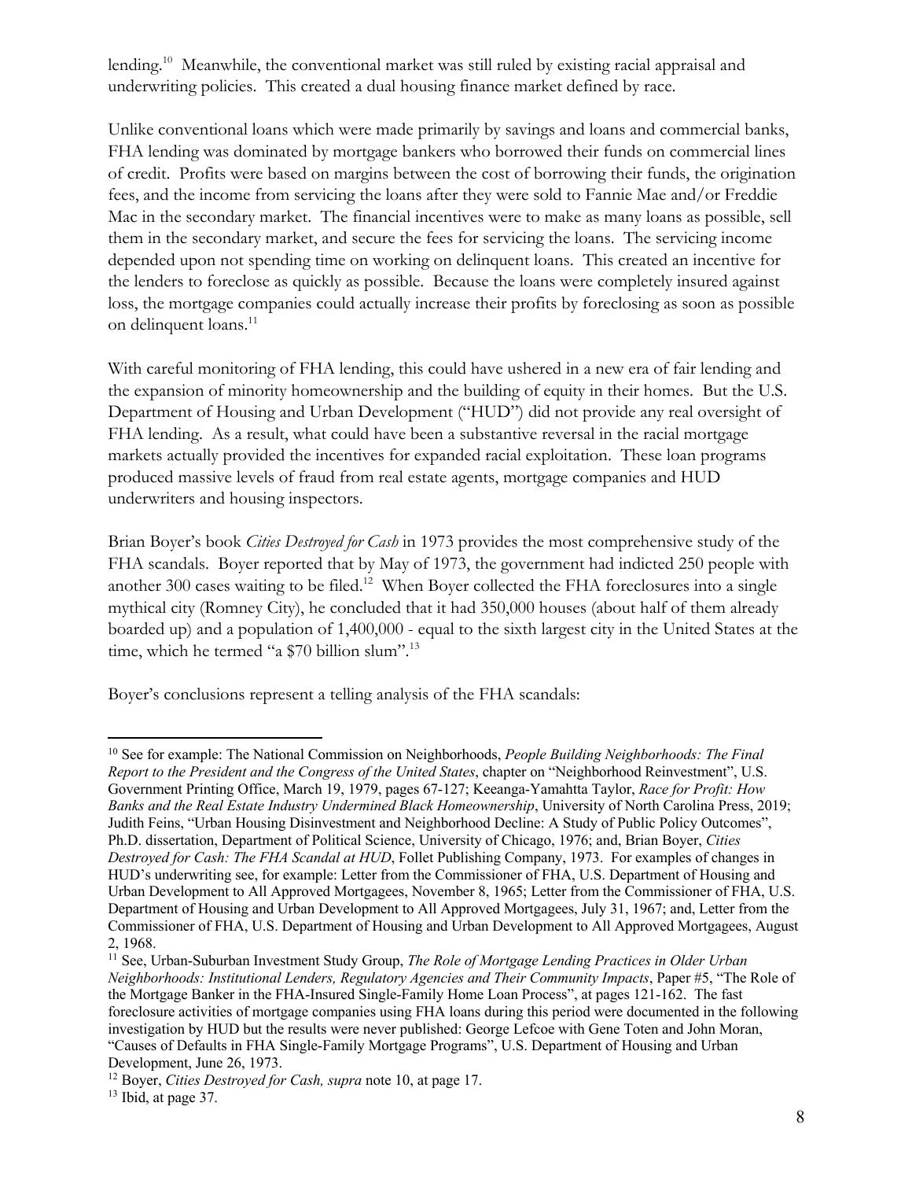lending.[10] Meanwhile, the conventional market was still ruled by existing racial appraisal and underwriting policies. This created a dual housing finance market defined by race.

Unlike conventional loans which were made primarily by savings and loans and commercial banks, FHA lending was dominated by mortgage bankers who borrowed their funds on commercial lines of credit. Profits were based on margins between the cost of borrowing their funds, the origination fees, and the income from servicing the loans after they were sold to Fannie Mae and/or Freddie Mac in the secondary market. The financial incentives were to make as many loans as possible, sell them in the secondary market, and secure the fees for servicing the loans. The servicing income depended upon not spending time on working on delinquent loans. This created an incentive for the lenders to foreclose as quickly as possible. Because the loans were completely insured against loss, the mortgage companies could actually increase their profits by foreclosing as soon as possible on delinquent loans.[11]

With careful monitoring of FHA lending, this could have ushered in a new era of fair lending and the expansion of minority homeownership and the building of equity in their homes. But the U.S. Department of Housing and Urban Development ("HUD") did not provide any real oversight of FHA lending. As a result, what could have been a substantive reversal in the racial mortgage markets actually provided the incentives for expanded racial exploitation. These loan programs produced massive levels of fraud from real estate agents, mortgage companies and HUD underwriters and housing inspectors.

Brian Boyer's book *Cities Destroyed for Cash* in 1973 provides the most comprehensive study of the FHA scandals. Boyer reported that by May of 1973, the government had indicted 250 people with another 300 cases waiting to be filed.[12] When Boyer collected the FHA foreclosures into a single mythical city (Romney City), he concluded that it had 350,000 houses (about half of them already boarded up) and a population of 1,400,000 - equal to the sixth largest city in the United States at the time, which he termed "a $70 billion slum".[13]

Boyer's conclusions represent a telling analysis of the FHA scandals:

---

[10] See for example: The National Commission on Neighborhoods, *People Building Neighborhoods: The Final Report to the President and the Congress of the United States*, chapter on "Neighborhood Reinvestment", U.S. Government Printing Office, March 19, 1979, pages 67-127; Keeanga-Yamahtta Taylor, *Race for Profit: How Banks and the Real Estate Industry Undermined Black Homeownership*, University of North Carolina Press, 2019; Judith Feins, "Urban Housing Disinvestment and Neighborhood Decline: A Study of Public Policy Outcomes", Ph.D. dissertation, Department of Political Science, University of Chicago, 1976; and, Brian Boyer, *Cities Destroyed for Cash: The FHA Scandal at HUD*, Follet Publishing Company, 1973. For examples of changes in HUD's underwriting see, for example: Letter from the Commissioner of FHA, U.S. Department of Housing and Urban Development to All Approved Mortgagees, November 8, 1965; Letter from the Commissioner of FHA, U.S. Department of Housing and Urban Development to All Approved Mortgagees, July 31, 1967; and, Letter from the Commissioner of FHA, U.S. Department of Housing and Urban Development to All Approved Mortgagees, August 2, 1968.

[11] See, Urban-Suburban Investment Study Group, *The Role of Mortgage Lending Practices in Older Urban Neighborhoods: Institutional Lenders, Regulatory Agencies and Their Community Impacts*, Paper #5, "The Role of the Mortgage Banker in the FHA-Insured Single-Family Home Loan Process", at pages 121-162. The fast foreclosure activities of mortgage companies using FHA loans during this period were documented in the following investigation by HUD but the results were never published: George Lefcoe with Gene Toten and John Moran, "Causes of Defaults in FHA Single-Family Mortgage Programs", U.S. Department of Housing and Urban Development, June 26, 1973.

[12] Boyer, *Cities Destroyed for Cash, supra* note 10, at page 17.

[13] Ibid, at page 37.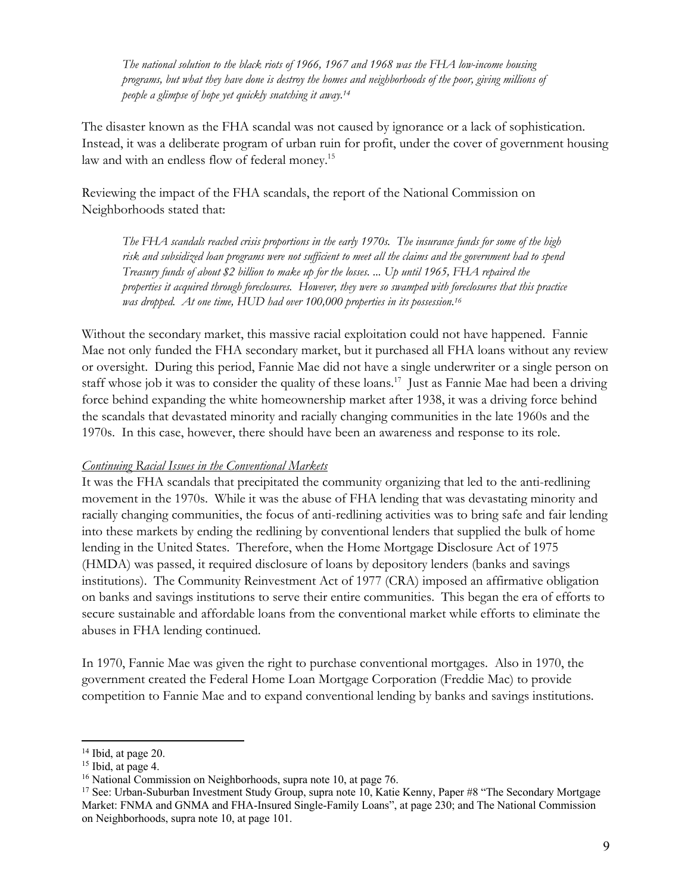> *The national solution to the black riots of 1966, 1967 and 1968 was the FHA low-income housing programs, but what they have done is destroy the homes and neighborhoods of the poor, giving millions of people a glimpse of hope yet quickly snatching it away.*[14]

The disaster known as the FHA scandal was not caused by ignorance or a lack of sophistication. Instead, it was a deliberate program of urban ruin for profit, under the cover of government housing law and with an endless flow of federal money.[15]

Reviewing the impact of the FHA scandals, the report of the National Commission on Neighborhoods stated that:

> *The FHA scandals reached crisis proportions in the early 1970s. The insurance funds for some of the high risk and subsidized loan programs were not sufficient to meet all the claims and the government had to spend Treasury funds of about $2 billion to make up for the losses. ... Up until 1965, FHA repaired the properties it acquired through foreclosures. However, they were so swamped with foreclosures that this practice was dropped. At one time, HUD had over 100,000 properties in its possession.*[16]

Without the secondary market, this massive racial exploitation could not have happened. Fannie Mae not only funded the FHA secondary market, but it purchased all FHA loans without any review or oversight. During this period, Fannie Mae did not have a single underwriter or a single person on staff whose job it was to consider the quality of these loans.[17] Just as Fannie Mae had been a driving force behind expanding the white homeownership market after 1938, it was a driving force behind the scandals that devastated minority and racially changing communities in the late 1960s and the 1970s. In this case, however, there should have been an awareness and response to its role.

*Continuing Racial Issues in the Conventional Markets*

It was the FHA scandals that precipitated the community organizing that led to the anti-redlining movement in the 1970s. While it was the abuse of FHA lending that was devastating minority and racially changing communities, the focus of anti-redlining activities was to bring safe and fair lending into these markets by ending the redlining by conventional lenders that supplied the bulk of home lending in the United States. Therefore, when the Home Mortgage Disclosure Act of 1975 (HMDA) was passed, it required disclosure of loans by depository lenders (banks and savings institutions). The Community Reinvestment Act of 1977 (CRA) imposed an affirmative obligation on banks and savings institutions to serve their entire communities. This began the era of efforts to secure sustainable and affordable loans from the conventional market while efforts to eliminate the abuses in FHA lending continued.

In 1970, Fannie Mae was given the right to purchase conventional mortgages. Also in 1970, the government created the Federal Home Loan Mortgage Corporation (Freddie Mac) to provide competition to Fannie Mae and to expand conventional lending by banks and savings institutions.

---

[14] Ibid, at page 20.

[15] Ibid, at page 4.

[16] National Commission on Neighborhoods, supra note 10, at page 76.

[17] See: Urban-Suburban Investment Study Group, supra note 10, Katie Kenny, Paper #8 "The Secondary Mortgage Market: FNMA and GNMA and FHA-Insured Single-Family Loans", at page 230; and The National Commission on Neighborhoods, supra note 10, at page 101.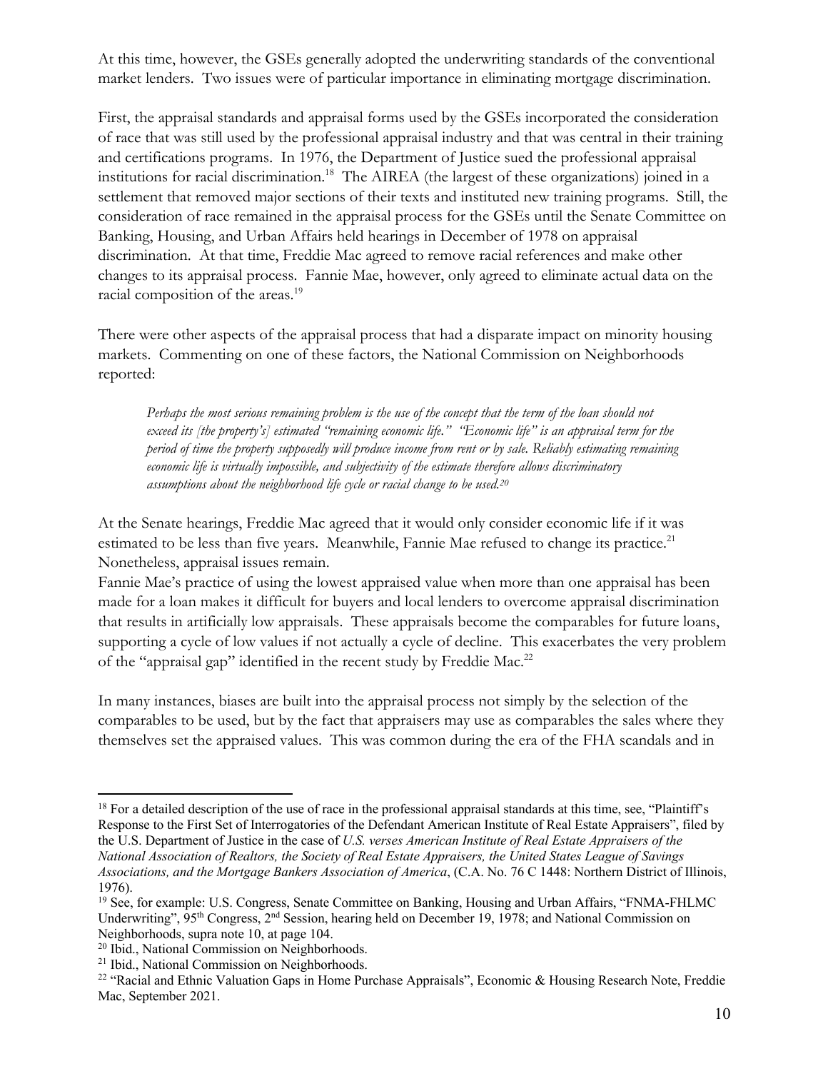At this time, however, the GSEs generally adopted the underwriting standards of the conventional market lenders. Two issues were of particular importance in eliminating mortgage discrimination.

First, the appraisal standards and appraisal forms used by the GSEs incorporated the consideration of race that was still used by the professional appraisal industry and that was central in their training and certifications programs. In 1976, the Department of Justice sued the professional appraisal institutions for racial discrimination.[18] The AIREA (the largest of these organizations) joined in a settlement that removed major sections of their texts and instituted new training programs. Still, the consideration of race remained in the appraisal process for the GSEs until the Senate Committee on Banking, Housing, and Urban Affairs held hearings in December of 1978 on appraisal discrimination. At that time, Freddie Mac agreed to remove racial references and make other changes to its appraisal process. Fannie Mae, however, only agreed to eliminate actual data on the racial composition of the areas.[19]

There were other aspects of the appraisal process that had a disparate impact on minority housing markets. Commenting on one of these factors, the National Commission on Neighborhoods reported:

> *Perhaps the most serious remaining problem is the use of the concept that the term of the loan should not exceed its [the property's] estimated "remaining economic life." "Economic life" is an appraisal term for the period of time the property supposedly will produce income from rent or by sale. Reliably estimating remaining economic life is virtually impossible, and subjectivity of the estimate therefore allows discriminatory assumptions about the neighborhood life cycle or racial change to be used.*[20]

At the Senate hearings, Freddie Mac agreed that it would only consider economic life if it was estimated to be less than five years. Meanwhile, Fannie Mae refused to change its practice.[21] Nonetheless, appraisal issues remain.

Fannie Mae's practice of using the lowest appraised value when more than one appraisal has been made for a loan makes it difficult for buyers and local lenders to overcome appraisal discrimination that results in artificially low appraisals. These appraisals become the comparables for future loans, supporting a cycle of low values if not actually a cycle of decline. This exacerbates the very problem of the "appraisal gap" identified in the recent study by Freddie Mac.[22]

In many instances, biases are built into the appraisal process not simply by the selection of the comparables to be used, but by the fact that appraisers may use as comparables the sales where they themselves set the appraised values. This was common during the era of the FHA scandals and in

---

[18] For a detailed description of the use of race in the professional appraisal standards at this time, see, "Plaintiff's Response to the First Set of Interrogatories of the Defendant American Institute of Real Estate Appraisers", filed by the U.S. Department of Justice in the case of *U.S. verses American Institute of Real Estate Appraisers of the National Association of Realtors, the Society of Real Estate Appraisers, the United States League of Savings Associations, and the Mortgage Bankers Association of America*, (C.A. No. 76 C 1448: Northern District of Illinois, 1976).

[19] See, for example: U.S. Congress, Senate Committee on Banking, Housing and Urban Affairs, "FNMA-FHLMC Underwriting", 95th Congress, 2nd Session, hearing held on December 19, 1978; and National Commission on Neighborhoods, supra note 10, at page 104.

[20] Ibid., National Commission on Neighborhoods.

[21] Ibid., National Commission on Neighborhoods.

[22] "Racial and Ethnic Valuation Gaps in Home Purchase Appraisals", Economic & Housing Research Note, Freddie Mac, September 2021.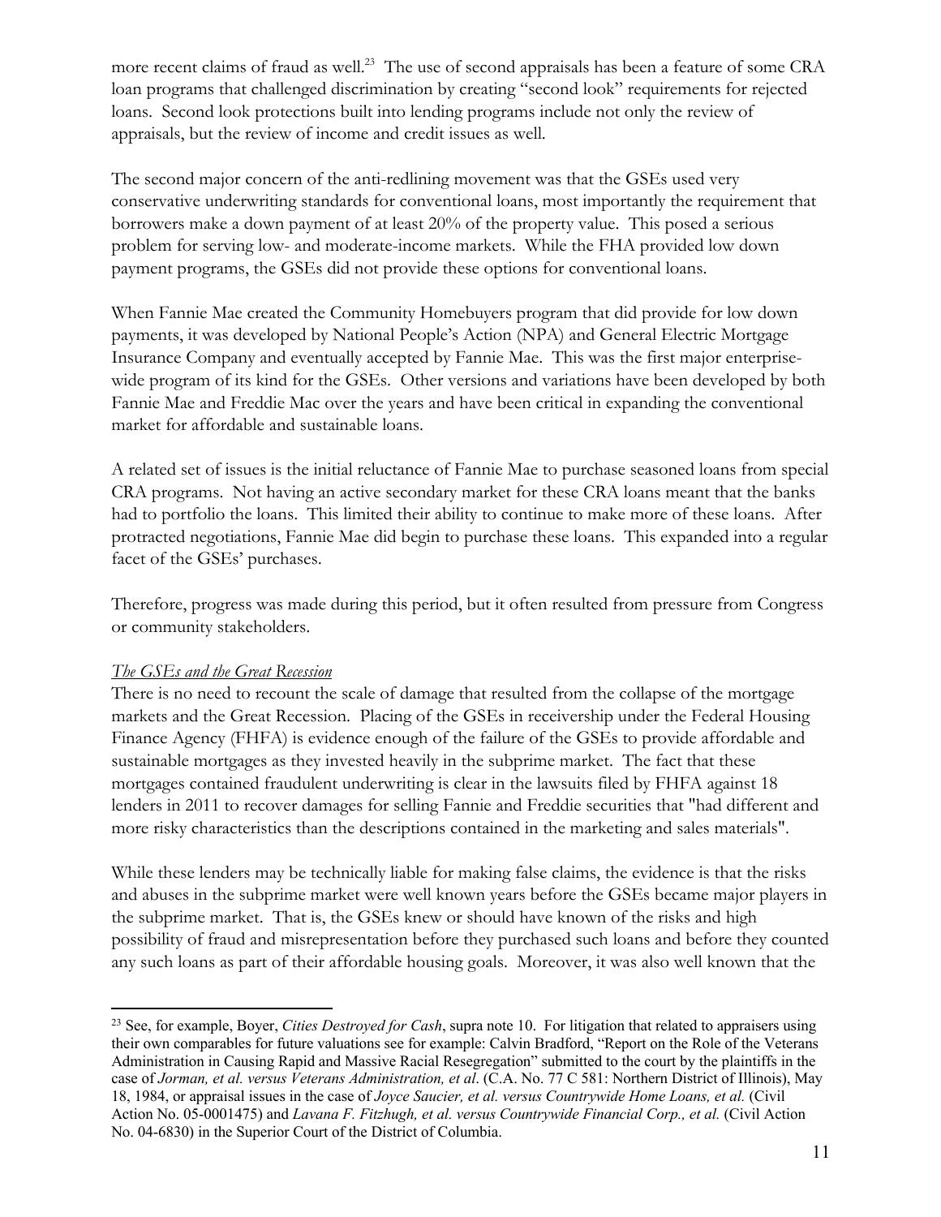more recent claims of fraud as well.[23] The use of second appraisals has been a feature of some CRA loan programs that challenged discrimination by creating "second look" requirements for rejected loans. Second look protections built into lending programs include not only the review of appraisals, but the review of income and credit issues as well.

The second major concern of the anti-redlining movement was that the GSEs used very conservative underwriting standards for conventional loans, most importantly the requirement that borrowers make a down payment of at least 20% of the property value. This posed a serious problem for serving low- and moderate-income markets. While the FHA provided low down payment programs, the GSEs did not provide these options for conventional loans.

When Fannie Mae created the Community Homebuyers program that did provide for low down payments, it was developed by National People's Action (NPA) and General Electric Mortgage Insurance Company and eventually accepted by Fannie Mae. This was the first major enterprise-wide program of its kind for the GSEs. Other versions and variations have been developed by both Fannie Mae and Freddie Mac over the years and have been critical in expanding the conventional market for affordable and sustainable loans.

A related set of issues is the initial reluctance of Fannie Mae to purchase seasoned loans from special CRA programs. Not having an active secondary market for these CRA loans meant that the banks had to portfolio the loans. This limited their ability to continue to make more of these loans. After protracted negotiations, Fannie Mae did begin to purchase these loans. This expanded into a regular facet of the GSEs' purchases.

Therefore, progress was made during this period, but it often resulted from pressure from Congress or community stakeholders.

*The GSEs and the Great Recession*

There is no need to recount the scale of damage that resulted from the collapse of the mortgage markets and the Great Recession. Placing of the GSEs in receivership under the Federal Housing Finance Agency (FHFA) is evidence enough of the failure of the GSEs to provide affordable and sustainable mortgages as they invested heavily in the subprime market. The fact that these mortgages contained fraudulent underwriting is clear in the lawsuits filed by FHFA against 18 lenders in 2011 to recover damages for selling Fannie and Freddie securities that "had different and more risky characteristics than the descriptions contained in the marketing and sales materials".

While these lenders may be technically liable for making false claims, the evidence is that the risks and abuses in the subprime market were well known years before the GSEs became major players in the subprime market. That is, the GSEs knew or should have known of the risks and high possibility of fraud and misrepresentation before they purchased such loans and before they counted any such loans as part of their affordable housing goals. Moreover, it was also well known that the

---

[23] See, for example, Boyer, *Cities Destroyed for Cash*, supra note 10. For litigation that related to appraisers using their own comparables for future valuations see for example: Calvin Bradford, "Report on the Role of the Veterans Administration in Causing Rapid and Massive Racial Resegregation" submitted to the court by the plaintiffs in the case of *Jorman, et al. versus Veterans Administration, et al*. (C.A. No. 77 C 581: Northern District of Illinois), May 18, 1984, or appraisal issues in the case of *Joyce Saucier, et al. versus Countrywide Home Loans, et al.* (Civil Action No. 05-0001475) and *Lavana F. Fitzhugh, et al. versus Countrywide Financial Corp., et al.* (Civil Action No. 04-6830) in the Superior Court of the District of Columbia.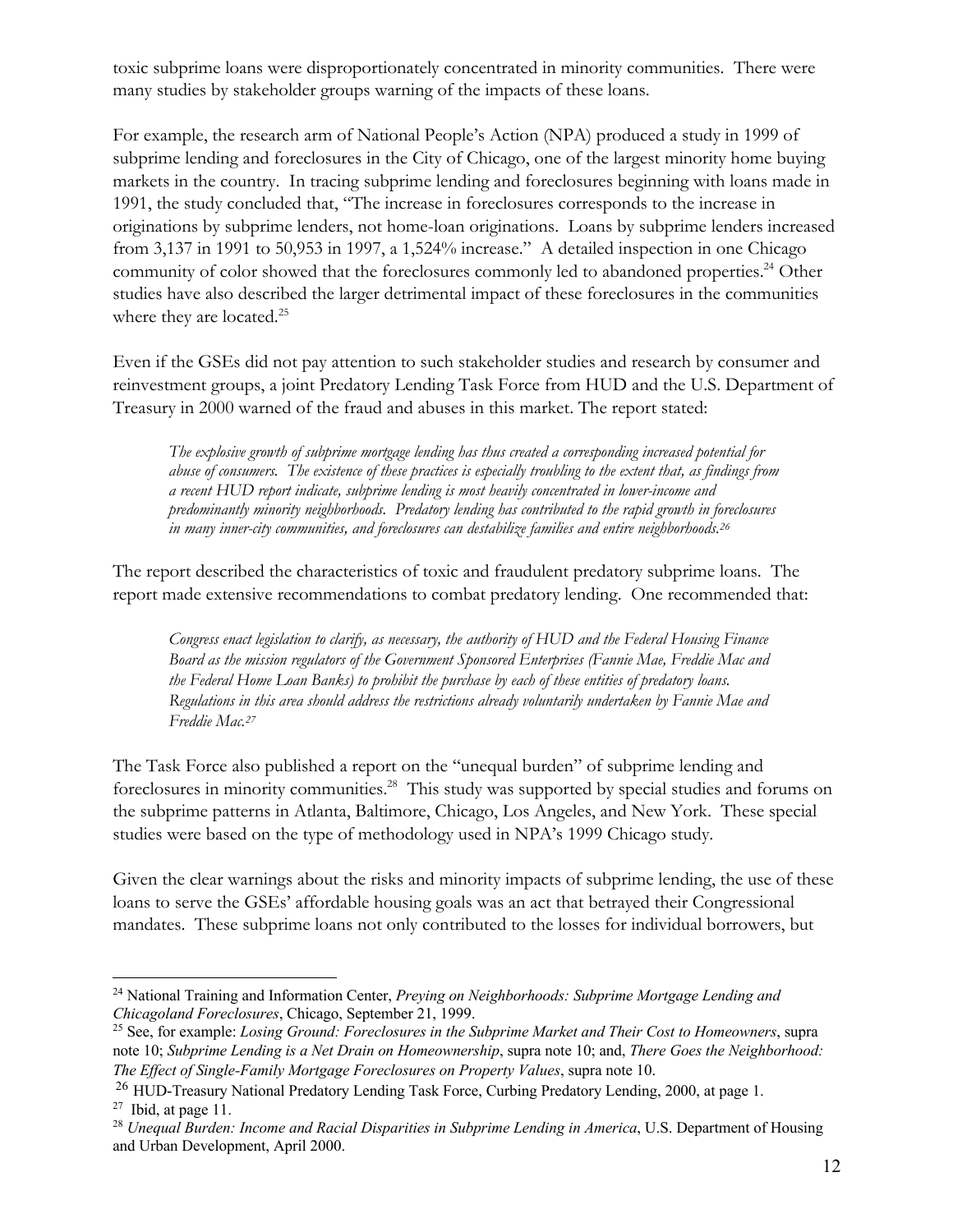toxic subprime loans were disproportionately concentrated in minority communities. There were many studies by stakeholder groups warning of the impacts of these loans.

For example, the research arm of National People's Action (NPA) produced a study in 1999 of subprime lending and foreclosures in the City of Chicago, one of the largest minority home buying markets in the country. In tracing subprime lending and foreclosures beginning with loans made in 1991, the study concluded that, "The increase in foreclosures corresponds to the increase in originations by subprime lenders, not home-loan originations. Loans by subprime lenders increased from 3,137 in 1991 to 50,953 in 1997, a 1,524% increase." A detailed inspection in one Chicago community of color showed that the foreclosures commonly led to abandoned properties.[24] Other studies have also described the larger detrimental impact of these foreclosures in the communities where they are located.[25]

Even if the GSEs did not pay attention to such stakeholder studies and research by consumer and reinvestment groups, a joint Predatory Lending Task Force from HUD and the U.S. Department of Treasury in 2000 warned of the fraud and abuses in this market. The report stated:

> *The explosive growth of subprime mortgage lending has thus created a corresponding increased potential for abuse of consumers. The existence of these practices is especially troubling to the extent that, as findings from a recent HUD report indicate, subprime lending is most heavily concentrated in lower-income and predominantly minority neighborhoods. Predatory lending has contributed to the rapid growth in foreclosures in many inner-city communities, and foreclosures can destabilize families and entire neighborhoods.*[26]

The report described the characteristics of toxic and fraudulent predatory subprime loans. The report made extensive recommendations to combat predatory lending. One recommended that:

> *Congress enact legislation to clarify, as necessary, the authority of HUD and the Federal Housing Finance Board as the mission regulators of the Government Sponsored Enterprises (Fannie Mae, Freddie Mac and the Federal Home Loan Banks) to prohibit the purchase by each of these entities of predatory loans. Regulations in this area should address the restrictions already voluntarily undertaken by Fannie Mae and Freddie Mac.*[27]

The Task Force also published a report on the "unequal burden" of subprime lending and foreclosures in minority communities.[28] This study was supported by special studies and forums on the subprime patterns in Atlanta, Baltimore, Chicago, Los Angeles, and New York. These special studies were based on the type of methodology used in NPA's 1999 Chicago study.

Given the clear warnings about the risks and minority impacts of subprime lending, the use of these loans to serve the GSEs' affordable housing goals was an act that betrayed their Congressional mandates. These subprime loans not only contributed to the losses for individual borrowers, but

---

[24] National Training and Information Center, *Preying on Neighborhoods: Subprime Mortgage Lending and Chicagoland Foreclosures*, Chicago, September 21, 1999.

[25] See, for example: *Losing Ground: Foreclosures in the Subprime Market and Their Cost to Homeowners*, supra note 10; *Subprime Lending is a Net Drain on Homeownership*, supra note 10; and, *There Goes the Neighborhood: The Effect of Single-Family Mortgage Foreclosures on Property Values*, supra note 10.

[26] HUD-Treasury National Predatory Lending Task Force, Curbing Predatory Lending, 2000, at page 1.

[27] Ibid, at page 11.

[28] *Unequal Burden: Income and Racial Disparities in Subprime Lending in America*, U.S. Department of Housing and Urban Development, April 2000.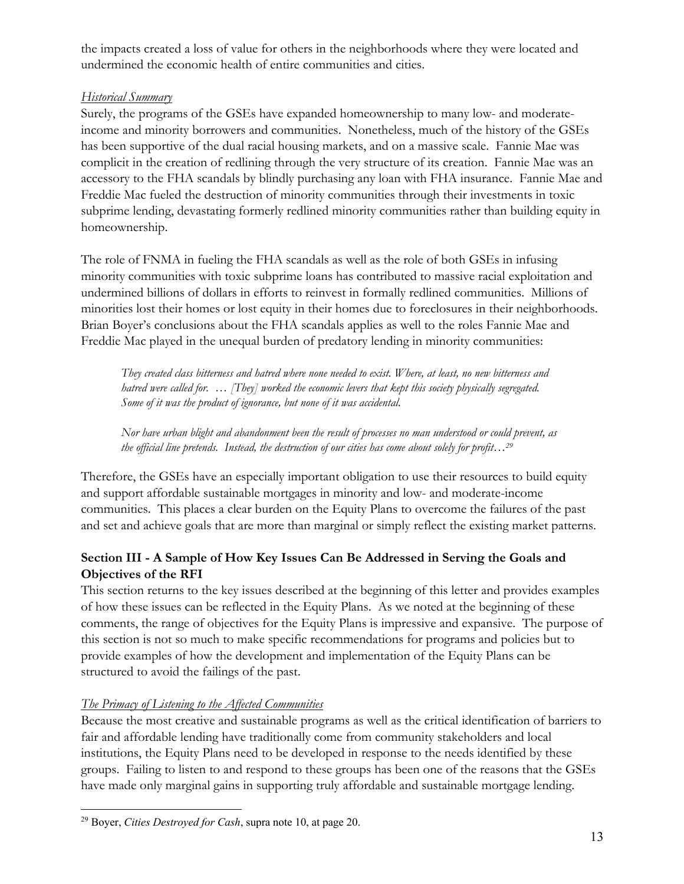the impacts created a loss of value for others in the neighborhoods where they were located and undermined the economic health of entire communities and cities.

*Historical Summary*

Surely, the programs of the GSEs have expanded homeownership to many low- and moderate-income and minority borrowers and communities. Nonetheless, much of the history of the GSEs has been supportive of the dual racial housing markets, and on a massive scale. Fannie Mae was complicit in the creation of redlining through the very structure of its creation. Fannie Mae was an accessory to the FHA scandals by blindly purchasing any loan with FHA insurance. Fannie Mae and Freddie Mac fueled the destruction of minority communities through their investments in toxic subprime lending, devastating formerly redlined minority communities rather than building equity in homeownership.

The role of FNMA in fueling the FHA scandals as well as the role of both GSEs in infusing minority communities with toxic subprime loans has contributed to massive racial exploitation and undermined billions of dollars in efforts to reinvest in formally redlined communities. Millions of minorities lost their homes or lost equity in their homes due to foreclosures in their neighborhoods. Brian Boyer's conclusions about the FHA scandals applies as well to the roles Fannie Mae and Freddie Mac played in the unequal burden of predatory lending in minority communities:

> *They created class bitterness and hatred where none needed to exist. Where, at least, no new bitterness and hatred were called for. … [They] worked the economic levers that kept this society physically segregated. Some of it was the product of ignorance, but none of it was accidental.*
>
> *Nor have urban blight and abandonment been the result of processes no man understood or could prevent, as the official line pretends. Instead, the destruction of our cities has come about solely for profit…*[29]

Therefore, the GSEs have an especially important obligation to use their resources to build equity and support affordable sustainable mortgages in minority and low- and moderate-income communities. This places a clear burden on the Equity Plans to overcome the failures of the past and set and achieve goals that are more than marginal or simply reflect the existing market patterns.

**Section III - A Sample of How Key Issues Can Be Addressed in Serving the Goals and Objectives of the RFI**

This section returns to the key issues described at the beginning of this letter and provides examples of how these issues can be reflected in the Equity Plans. As we noted at the beginning of these comments, the range of objectives for the Equity Plans is impressive and expansive. The purpose of this section is not so much to make specific recommendations for programs and policies but to provide examples of how the development and implementation of the Equity Plans can be structured to avoid the failings of the past.

*The Primacy of Listening to the Affected Communities*

Because the most creative and sustainable programs as well as the critical identification of barriers to fair and affordable lending have traditionally come from community stakeholders and local institutions, the Equity Plans need to be developed in response to the needs identified by these groups. Failing to listen to and respond to these groups has been one of the reasons that the GSEs have made only marginal gains in supporting truly affordable and sustainable mortgage lending.

---

[29] Boyer, *Cities Destroyed for Cash*, supra note 10, at page 20.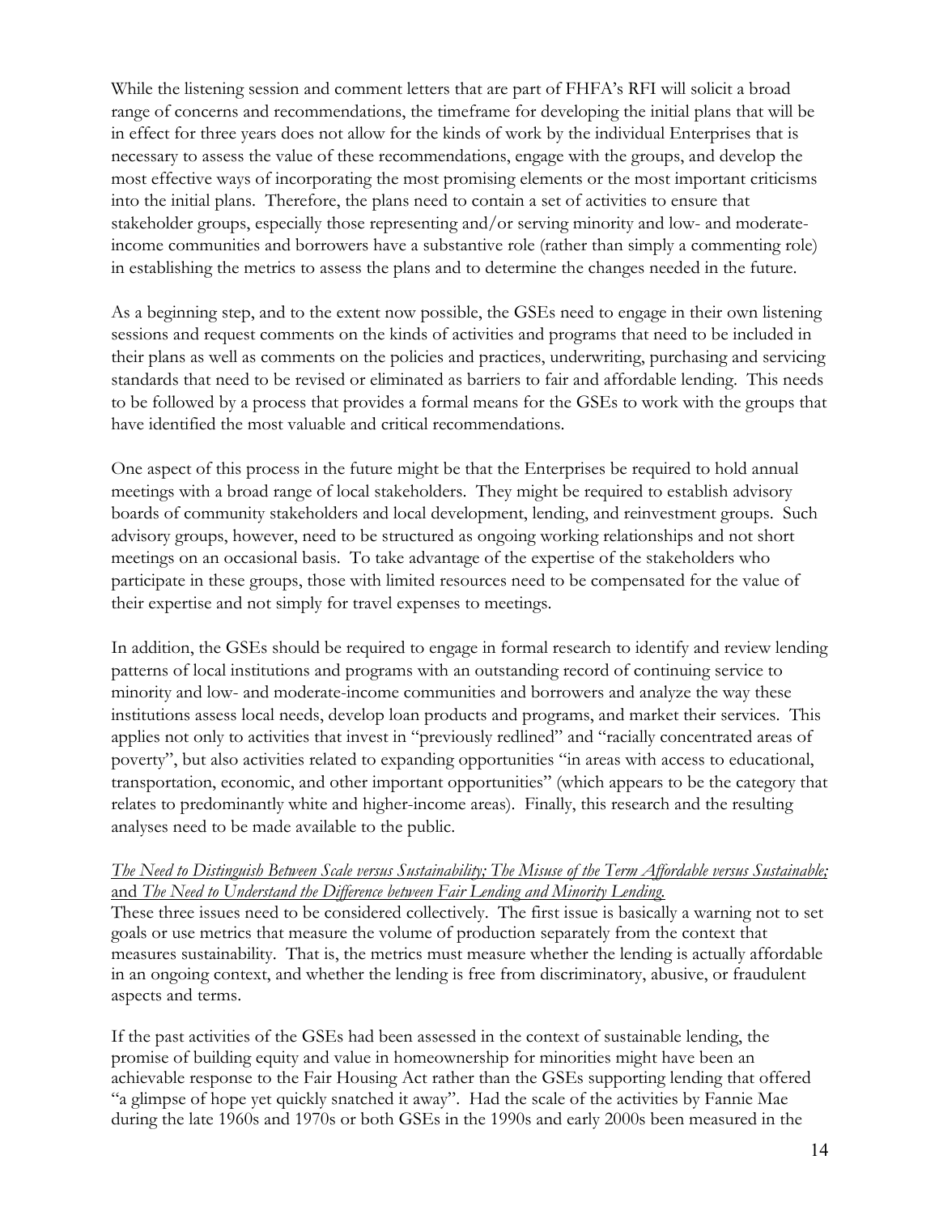While the listening session and comment letters that are part of FHFA's RFI will solicit a broad range of concerns and recommendations, the timeframe for developing the initial plans that will be in effect for three years does not allow for the kinds of work by the individual Enterprises that is necessary to assess the value of these recommendations, engage with the groups, and develop the most effective ways of incorporating the most promising elements or the most important criticisms into the initial plans. Therefore, the plans need to contain a set of activities to ensure that stakeholder groups, especially those representing and/or serving minority and low- and moderate-income communities and borrowers have a substantive role (rather than simply a commenting role) in establishing the metrics to assess the plans and to determine the changes needed in the future.

As a beginning step, and to the extent now possible, the GSEs need to engage in their own listening sessions and request comments on the kinds of activities and programs that need to be included in their plans as well as comments on the policies and practices, underwriting, purchasing and servicing standards that need to be revised or eliminated as barriers to fair and affordable lending. This needs to be followed by a process that provides a formal means for the GSEs to work with the groups that have identified the most valuable and critical recommendations.

One aspect of this process in the future might be that the Enterprises be required to hold annual meetings with a broad range of local stakeholders. They might be required to establish advisory boards of community stakeholders and local development, lending, and reinvestment groups. Such advisory groups, however, need to be structured as ongoing working relationships and not short meetings on an occasional basis. To take advantage of the expertise of the stakeholders who participate in these groups, those with limited resources need to be compensated for the value of their expertise and not simply for travel expenses to meetings.

In addition, the GSEs should be required to engage in formal research to identify and review lending patterns of local institutions and programs with an outstanding record of continuing service to minority and low- and moderate-income communities and borrowers and analyze the way these institutions assess local needs, develop loan products and programs, and market their services. This applies not only to activities that invest in "previously redlined" and "racially concentrated areas of poverty", but also activities related to expanding opportunities "in areas with access to educational, transportation, economic, and other important opportunities" (which appears to be the category that relates to predominantly white and higher-income areas). Finally, this research and the resulting analyses need to be made available to the public.

<u>*The Need to Distinguish Between Scale versus Sustainability; The Misuse of the Term Affordable versus Sustainable;* and *The Need to Understand the Difference between Fair Lending and Minority Lending.*</u>

These three issues need to be considered collectively. The first issue is basically a warning not to set goals or use metrics that measure the volume of production separately from the context that measures sustainability. That is, the metrics must measure whether the lending is actually affordable in an ongoing context, and whether the lending is free from discriminatory, abusive, or fraudulent aspects and terms.

If the past activities of the GSEs had been assessed in the context of sustainable lending, the promise of building equity and value in homeownership for minorities might have been an achievable response to the Fair Housing Act rather than the GSEs supporting lending that offered "a glimpse of hope yet quickly snatched it away". Had the scale of the activities by Fannie Mae during the late 1960s and 1970s or both GSEs in the 1990s and early 2000s been measured in the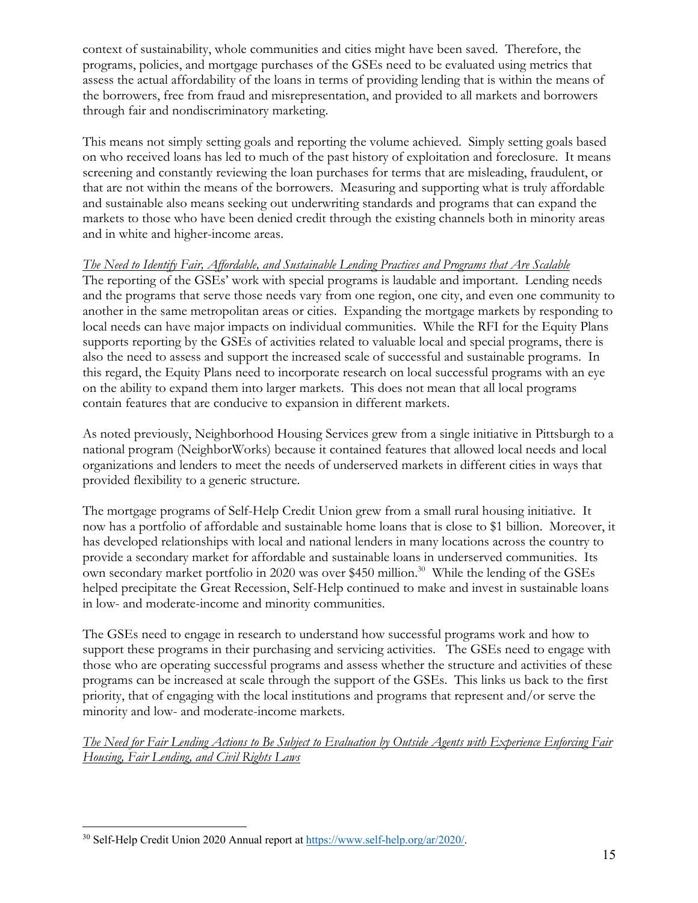context of sustainability, whole communities and cities might have been saved. Therefore, the programs, policies, and mortgage purchases of the GSEs need to be evaluated using metrics that assess the actual affordability of the loans in terms of providing lending that is within the means of the borrowers, free from fraud and misrepresentation, and provided to all markets and borrowers through fair and nondiscriminatory marketing.

This means not simply setting goals and reporting the volume achieved. Simply setting goals based on who received loans has led to much of the past history of exploitation and foreclosure. It means screening and constantly reviewing the loan purchases for terms that are misleading, fraudulent, or that are not within the means of the borrowers. Measuring and supporting what is truly affordable and sustainable also means seeking out underwriting standards and programs that can expand the markets to those who have been denied credit through the existing channels both in minority areas and in white and higher-income areas.

*The Need to Identify Fair, Affordable, and Sustainable Lending Practices and Programs that Are Scalable*

The reporting of the GSEs' work with special programs is laudable and important. Lending needs and the programs that serve those needs vary from one region, one city, and even one community to another in the same metropolitan areas or cities. Expanding the mortgage markets by responding to local needs can have major impacts on individual communities. While the RFI for the Equity Plans supports reporting by the GSEs of activities related to valuable local and special programs, there is also the need to assess and support the increased scale of successful and sustainable programs. In this regard, the Equity Plans need to incorporate research on local successful programs with an eye on the ability to expand them into larger markets. This does not mean that all local programs contain features that are conducive to expansion in different markets.

As noted previously, Neighborhood Housing Services grew from a single initiative in Pittsburgh to a national program (NeighborWorks) because it contained features that allowed local needs and local organizations and lenders to meet the needs of underserved markets in different cities in ways that provided flexibility to a generic structure.

The mortgage programs of Self-Help Credit Union grew from a small rural housing initiative. It now has a portfolio of affordable and sustainable home loans that is close to $1 billion. Moreover, it has developed relationships with local and national lenders in many locations across the country to provide a secondary market for affordable and sustainable loans in underserved communities. Its own secondary market portfolio in 2020 was over $450 million.[30] While the lending of the GSEs helped precipitate the Great Recession, Self-Help continued to make and invest in sustainable loans in low- and moderate-income and minority communities.

The GSEs need to engage in research to understand how successful programs work and how to support these programs in their purchasing and servicing activities. The GSEs need to engage with those who are operating successful programs and assess whether the structure and activities of these programs can be increased at scale through the support of the GSEs. This links us back to the first priority, that of engaging with the local institutions and programs that represent and/or serve the minority and low- and moderate-income markets.

*The Need for Fair Lending Actions to Be Subject to Evaluation by Outside Agents with Experience Enforcing Fair Housing, Fair Lending, and Civil Rights Laws*

---

[30] Self-Help Credit Union 2020 Annual report at https://www.self-help.org/ar/2020/.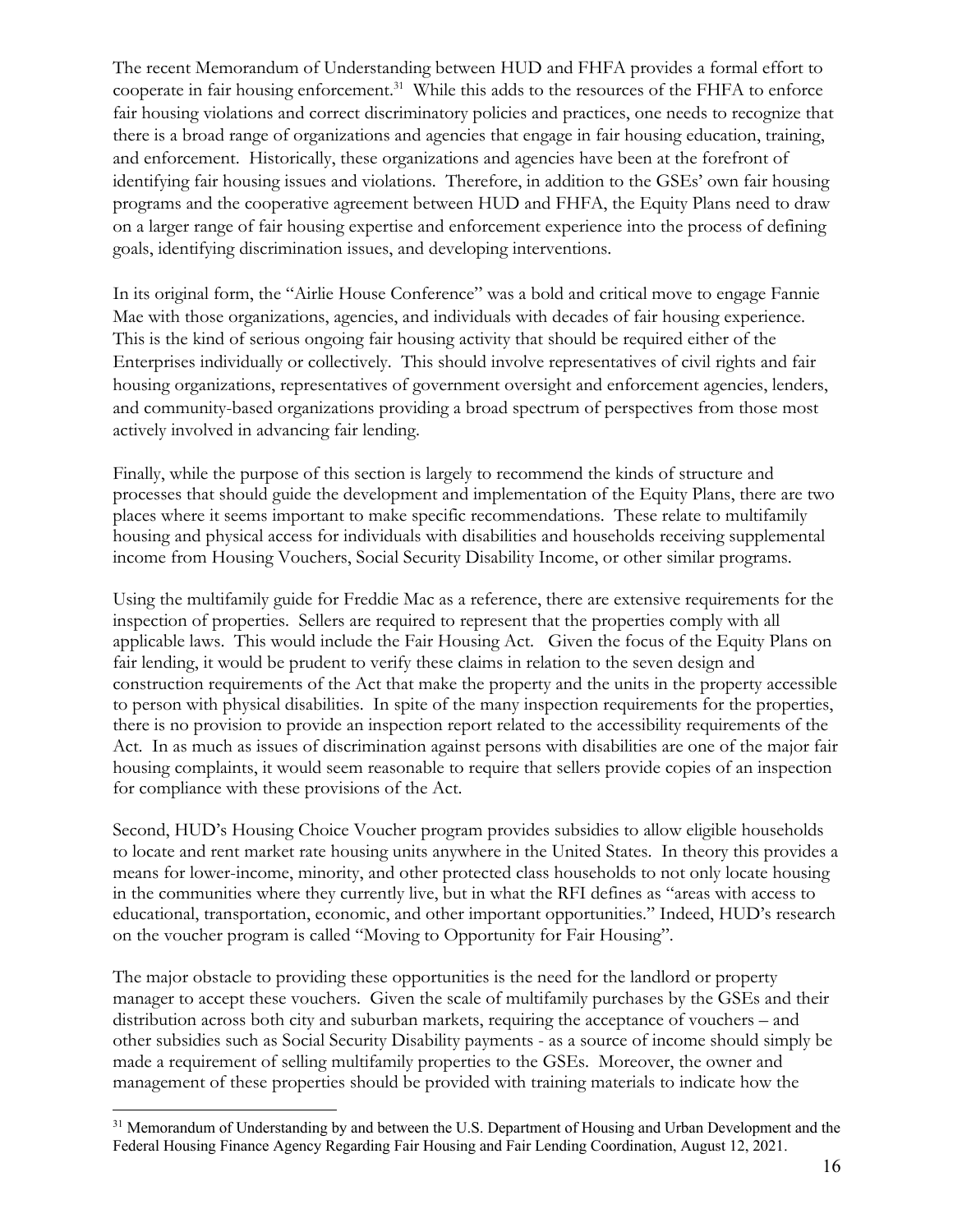The recent Memorandum of Understanding between HUD and FHFA provides a formal effort to cooperate in fair housing enforcement.[31] While this adds to the resources of the FHFA to enforce fair housing violations and correct discriminatory policies and practices, one needs to recognize that there is a broad range of organizations and agencies that engage in fair housing education, training, and enforcement. Historically, these organizations and agencies have been at the forefront of identifying fair housing issues and violations. Therefore, in addition to the GSEs' own fair housing programs and the cooperative agreement between HUD and FHFA, the Equity Plans need to draw on a larger range of fair housing expertise and enforcement experience into the process of defining goals, identifying discrimination issues, and developing interventions.

In its original form, the "Airlie House Conference" was a bold and critical move to engage Fannie Mae with those organizations, agencies, and individuals with decades of fair housing experience. This is the kind of serious ongoing fair housing activity that should be required either of the Enterprises individually or collectively. This should involve representatives of civil rights and fair housing organizations, representatives of government oversight and enforcement agencies, lenders, and community-based organizations providing a broad spectrum of perspectives from those most actively involved in advancing fair lending.

Finally, while the purpose of this section is largely to recommend the kinds of structure and processes that should guide the development and implementation of the Equity Plans, there are two places where it seems important to make specific recommendations. These relate to multifamily housing and physical access for individuals with disabilities and households receiving supplemental income from Housing Vouchers, Social Security Disability Income, or other similar programs.

Using the multifamily guide for Freddie Mac as a reference, there are extensive requirements for the inspection of properties. Sellers are required to represent that the properties comply with all applicable laws. This would include the Fair Housing Act. Given the focus of the Equity Plans on fair lending, it would be prudent to verify these claims in relation to the seven design and construction requirements of the Act that make the property and the units in the property accessible to person with physical disabilities. In spite of the many inspection requirements for the properties, there is no provision to provide an inspection report related to the accessibility requirements of the Act. In as much as issues of discrimination against persons with disabilities are one of the major fair housing complaints, it would seem reasonable to require that sellers provide copies of an inspection for compliance with these provisions of the Act.

Second, HUD's Housing Choice Voucher program provides subsidies to allow eligible households to locate and rent market rate housing units anywhere in the United States. In theory this provides a means for lower-income, minority, and other protected class households to not only locate housing in the communities where they currently live, but in what the RFI defines as "areas with access to educational, transportation, economic, and other important opportunities." Indeed, HUD's research on the voucher program is called "Moving to Opportunity for Fair Housing".

The major obstacle to providing these opportunities is the need for the landlord or property manager to accept these vouchers. Given the scale of multifamily purchases by the GSEs and their distribution across both city and suburban markets, requiring the acceptance of vouchers – and other subsidies such as Social Security Disability payments - as a source of income should simply be made a requirement of selling multifamily properties to the GSEs. Moreover, the owner and management of these properties should be provided with training materials to indicate how the

[31] Memorandum of Understanding by and between the U.S. Department of Housing and Urban Development and the Federal Housing Finance Agency Regarding Fair Housing and Fair Lending Coordination, August 12, 2021.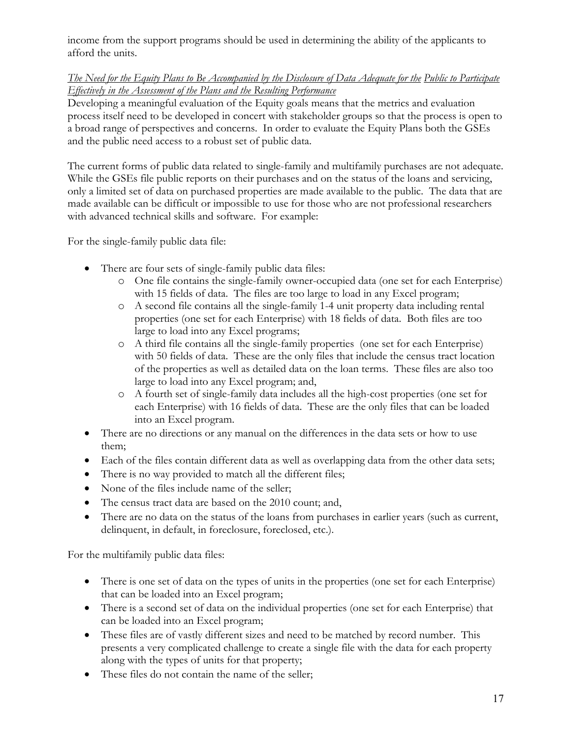income from the support programs should be used in determining the ability of the applicants to afford the units.

*The Need for the Equity Plans to Be Accompanied by the Disclosure of Data Adequate for the Public to Participate Effectively in the Assessment of the Plans and the Resulting Performance*

Developing a meaningful evaluation of the Equity goals means that the metrics and evaluation process itself need to be developed in concert with stakeholder groups so that the process is open to a broad range of perspectives and concerns. In order to evaluate the Equity Plans both the GSEs and the public need access to a robust set of public data.

The current forms of public data related to single-family and multifamily purchases are not adequate. While the GSEs file public reports on their purchases and on the status of the loans and servicing, only a limited set of data on purchased properties are made available to the public. The data that are made available can be difficult or impossible to use for those who are not professional researchers with advanced technical skills and software. For example:

For the single-family public data file:

- There are four sets of single-family public data files:
  - One file contains the single-family owner-occupied data (one set for each Enterprise) with 15 fields of data. The files are too large to load in any Excel program;
  - A second file contains all the single-family 1-4 unit property data including rental properties (one set for each Enterprise) with 18 fields of data. Both files are too large to load into any Excel programs;
  - A third file contains all the single-family properties (one set for each Enterprise) with 50 fields of data. These are the only files that include the census tract location of the properties as well as detailed data on the loan terms. These files are also too large to load into any Excel program; and,
  - A fourth set of single-family data includes all the high-cost properties (one set for each Enterprise) with 16 fields of data. These are the only files that can be loaded into an Excel program.
- There are no directions or any manual on the differences in the data sets or how to use them;
- Each of the files contain different data as well as overlapping data from the other data sets;
- There is no way provided to match all the different files;
- None of the files include name of the seller;
- The census tract data are based on the 2010 count; and,
- There are no data on the status of the loans from purchases in earlier years (such as current, delinquent, in default, in foreclosure, foreclosed, etc.).

For the multifamily public data files:

- There is one set of data on the types of units in the properties (one set for each Enterprise) that can be loaded into an Excel program;
- There is a second set of data on the individual properties (one set for each Enterprise) that can be loaded into an Excel program;
- These files are of vastly different sizes and need to be matched by record number. This presents a very complicated challenge to create a single file with the data for each property along with the types of units for that property;
- These files do not contain the name of the seller;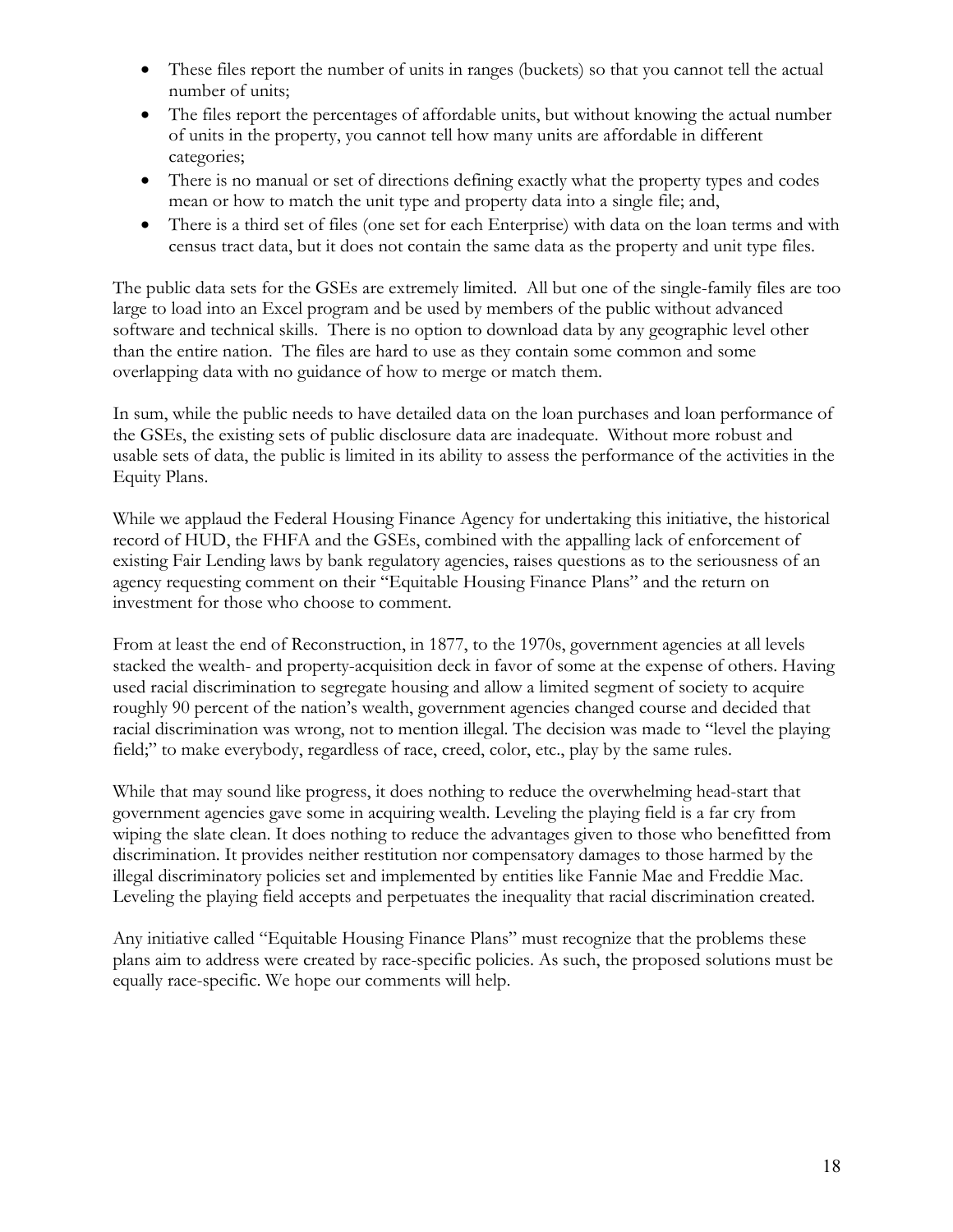- These files report the number of units in ranges (buckets) so that you cannot tell the actual number of units;
- The files report the percentages of affordable units, but without knowing the actual number of units in the property, you cannot tell how many units are affordable in different categories;
- There is no manual or set of directions defining exactly what the property types and codes mean or how to match the unit type and property data into a single file; and,
- There is a third set of files (one set for each Enterprise) with data on the loan terms and with census tract data, but it does not contain the same data as the property and unit type files.

The public data sets for the GSEs are extremely limited. All but one of the single-family files are too large to load into an Excel program and be used by members of the public without advanced software and technical skills. There is no option to download data by any geographic level other than the entire nation. The files are hard to use as they contain some common and some overlapping data with no guidance of how to merge or match them.

In sum, while the public needs to have detailed data on the loan purchases and loan performance of the GSEs, the existing sets of public disclosure data are inadequate. Without more robust and usable sets of data, the public is limited in its ability to assess the performance of the activities in the Equity Plans.

While we applaud the Federal Housing Finance Agency for undertaking this initiative, the historical record of HUD, the FHFA and the GSEs, combined with the appalling lack of enforcement of existing Fair Lending laws by bank regulatory agencies, raises questions as to the seriousness of an agency requesting comment on their "Equitable Housing Finance Plans" and the return on investment for those who choose to comment.

From at least the end of Reconstruction, in 1877, to the 1970s, government agencies at all levels stacked the wealth- and property-acquisition deck in favor of some at the expense of others. Having used racial discrimination to segregate housing and allow a limited segment of society to acquire roughly 90 percent of the nation's wealth, government agencies changed course and decided that racial discrimination was wrong, not to mention illegal. The decision was made to "level the playing field;" to make everybody, regardless of race, creed, color, etc., play by the same rules.

While that may sound like progress, it does nothing to reduce the overwhelming head-start that government agencies gave some in acquiring wealth. Leveling the playing field is a far cry from wiping the slate clean. It does nothing to reduce the advantages given to those who benefitted from discrimination. It provides neither restitution nor compensatory damages to those harmed by the illegal discriminatory policies set and implemented by entities like Fannie Mae and Freddie Mac. Leveling the playing field accepts and perpetuates the inequality that racial discrimination created.

Any initiative called "Equitable Housing Finance Plans" must recognize that the problems these plans aim to address were created by race-specific policies. As such, the proposed solutions must be equally race-specific. We hope our comments will help.